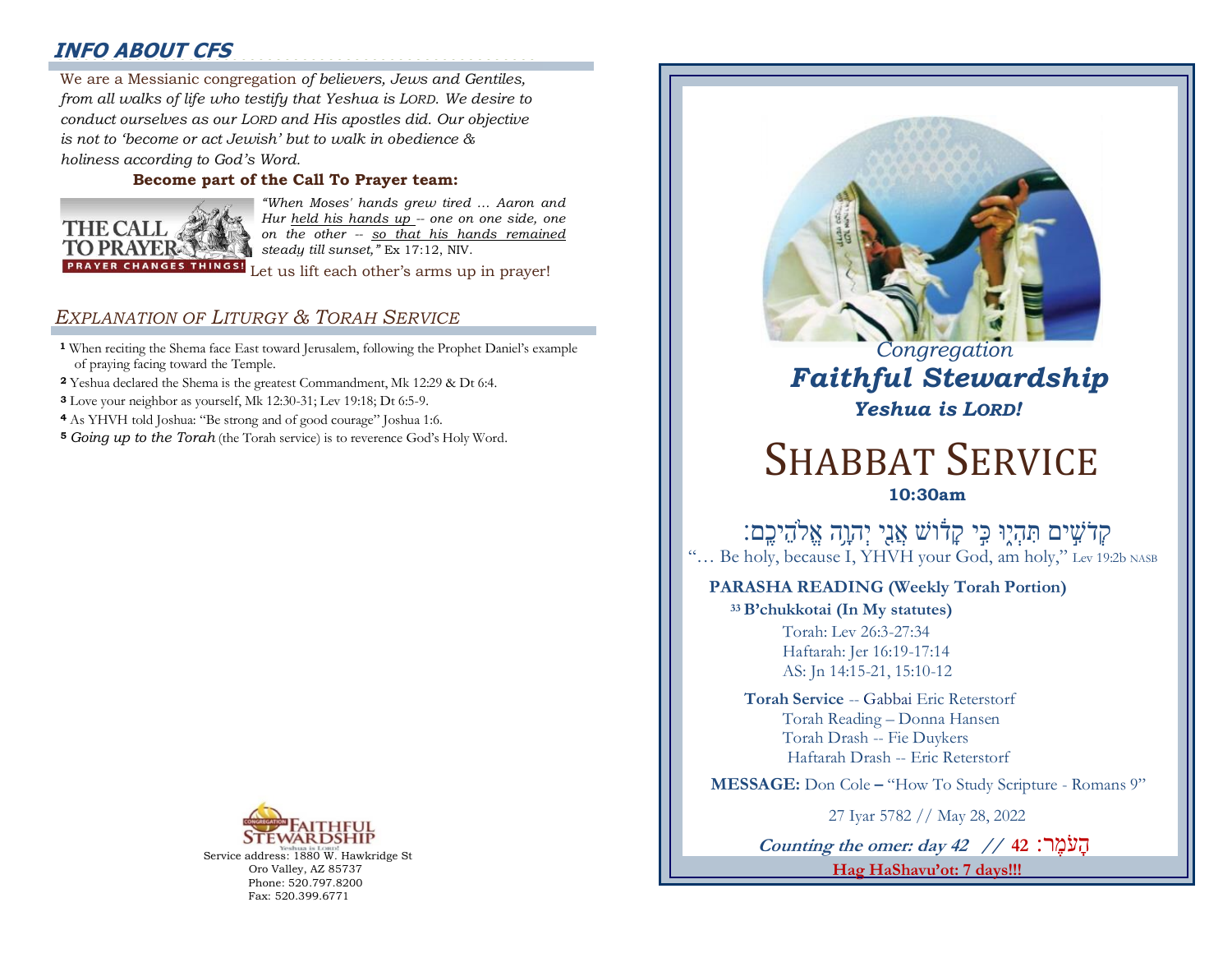## INFO ABOUT CFS

We are a Messianic congregation *of believers, Jews and Gentiles, from all walks of life who testify that Yeshua is LORD. We desire to conduct ourselves as our LORD and His apostles did. Our objective is not to 'become or act Jewish' but to walk in obedience & holiness according to God's Word.*

**Become part of the Call To Prayer team:**

THE CALL TO PRAYER — PRAYER CHANGES THINGS!

*"When Moses' hands grew tired ... Aaron and Hur held his hands up -- one on one side, one on the other -- so that his hands remained steady till sunset,"* Ex 17:12, NIV.

Let us lift each other's arms up in prayer!

## EXPLANATION OF LITURGY & TORAH SERVICE

1. When reciting the Shema face East toward Jerusalem, following the Prophet Daniel's example of praying facing toward the Temple.
2. Yeshua declared the Shema is the greatest Commandment, Mk 12:29 & Dt 6:4.
3. Love your neighbor as yourself, Mk 12:30-31; Lev 19:18; Dt 6:5-9.
4. As YHVH told Joshua: "Be strong and of good courage" Joshua 1:6.
5. *Going up to the Torah* (the Torah service) is to reverence God's Holy Word.

Congregation Faithful Stewardship — Yeshua is Lord!

Service address: 1880 W. Hawkridge St
Oro Valley, AZ 85737
Phone: 520.797.8200
Fax: 520.399.6771

*Congregation*

***Faithful Stewardship***

***Yeshua is LORD!***

# SHABBAT SERVICE

**10:30am**

קְדֹשִׁים תִּהְיוּ כִּי קָדוֹשׁ אֲנִי יְהוָה אֱלֹהֵיכֶם׃

"… Be holy, because I, YHVH your God, am holy," Lev 19:2b NASB

**PARASHA READING (Weekly Torah Portion)**

**33 B'chukkotai (In My statutes)**

Torah: Lev 26:3-27:34
Haftarah: Jer 16:19-17:14
AS: Jn 14:15-21, 15:10-12

**Torah Service** -- Gabbai Eric Reterstorf
Torah Reading – Donna Hansen
Torah Drash -- Fie Duykers
Haftarah Drash -- Eric Reterstorf

**MESSAGE:** Don Cole **–** "How To Study Scripture - Romans 9"

27 Iyar 5782 // May 28, 2022

***Counting the omer: day 42 //*** **42** :הָעֹמֶר

**Hag HaShavu'ot: 7 days!!!**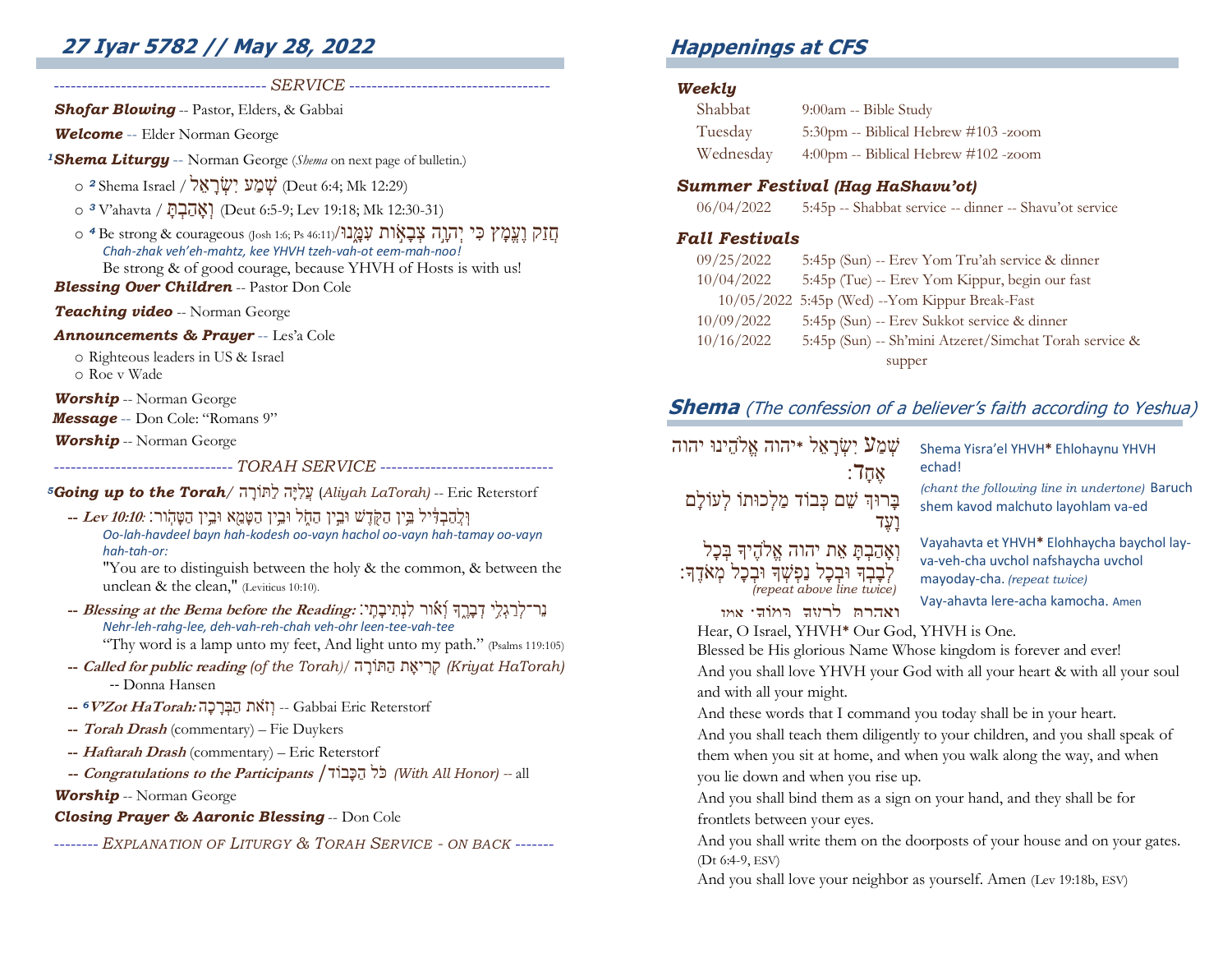## 27 Iyar 5782 // May 28, 2022

-------------------------------------- *SERVICE* -----------------------------------

***Shofar Blowing*** -- Pastor, Elders, & Gabbai

***Welcome*** -- Elder Norman George

[1] ***Shema Liturgy*** -- Norman George (*Shema* on next page of bulletin.)

- [2] Shema Israel / שְׁמַע יִשְׂרָאֵל (Deut 6:4; Mk 12:29)
- [3] V'ahavta / וְאָהַבְתָּ (Deut 6:5-9; Lev 19:18; Mk 12:30-31)
- [4] Be strong & courageous (Josh 1:6; Ps 46:11)/חֲזַק וֶאֱמָץ כִּי יְהוָה צְבָאוֹת עִמָּנוּ
  *Chah-zhak veh'eh-mahtz, kee YHVH tzeh-vah-ot eem-mah-noo!*
  Be strong & of good courage, because YHVH of Hosts is with us!

***Blessing Over Children*** -- Pastor Don Cole

***Teaching video*** -- Norman George

***Announcements & Prayer*** -- Les'a Cole

- Righteous leaders in US & Israel
- Roe v Wade

***Worship*** -- Norman George

***Message*** -- Don Cole: "Romans 9"

***Worship*** -- Norman George

-------------------------------- *TORAH SERVICE* -------------------------------

[5] ***Going up to the Torah***/ עֲלִיָּה לַתּוֹרָה (*Aliyah LaTorah*) -- Eric Reterstorf

- -- ***Lev 10:10:*** וּלְהַבְדִּיל בֵּין הַקֹּדֶשׁ וּבֵין הַחֹל וּבֵין הַטָּמֵא וּבֵין הַטָּהוֹר׃ --
  *Oo-lah-havdeel bayn hah-kodesh oo-vayn hachol oo-vayn hah-tamay oo-vayn hah-tah-or:*
  "You are to distinguish between the holy & the common, & between the unclean & the clean," (Leviticus 10:10).
- -- ***Blessing at the Bema before the Reading:*** נֵר־לְרַגְלִי דְבָרֶךָ וְאוֹר לִנְתִיבָתִי׃
  *Nehr-leh-rahg-lee, deh-vah-reh-chah veh-ohr leen-tee-vah-tee*
  "Thy word is a lamp unto my feet, And light unto my path." (Psalms 119:105)
- -- ***Called for public reading*** *(of the Torah)*/ קְרִיאַת הַתּוֹרָה *(Kriyat HaTorah)*
  -- Donna Hansen
- -- [6] ***V'Zot HaTorah:*** וְזֹאת הַבְּרָכָה -- Gabbai Eric Reterstorf
- -- ***Torah Drash*** (commentary) – Fie Duykers
- -- ***Haftarah Drash*** (commentary) – Eric Reterstorf
- -- ***Congratulations to the Participants*** /כֹּל הַכָּבוֹד *(With All Honor)* -- all

***Worship*** -- Norman George

***Closing Prayer & Aaronic Blessing*** -- Don Cole

-------- *EXPLANATION OF LITURGY & TORAH SERVICE - ON BACK* -------

## Happenings at CFS

### Weekly

| | |
|---|---|
| Shabbat | 9:00am -- Bible Study |
| Tuesday | 5:30pm -- Biblical Hebrew #103 -zoom |
| Wednesday | 4:00pm -- Biblical Hebrew #102 -zoom |

### Summer Festival (Hag HaShavu'ot)

06/04/2022 5:45p -- Shabbat service -- dinner -- Shavu'ot service

### Fall Festivals

| | |
|---|---|
| 09/25/2022 | 5:45p (Sun) -- Erev Yom Tru'ah service & dinner |
| 10/04/2022 | 5:45p (Tue) -- Erev Yom Kippur, begin our fast |
| 10/05/2022 | 5:45p (Wed) --Yom Kippur Break-Fast |
| 10/09/2022 | 5:45p (Sun) -- Erev Sukkot service & dinner |
| 10/16/2022 | 5:45p (Sun) -- Sh'mini Atzeret/Simchat Torah service & supper |

## Shema *(The confession of a believer's faith according to Yeshua)*

שְׁמַע יִשְׂרָאֵל *יהוה אֱלֹהֵינוּ יהוה אֶחָד׃

בָּרוּךְ שֵׁם כְּבוֹד מַלְכוּתוֹ לְעוֹלָם וָעֶד

וְאָהַבְתָּ אֵת יהוה אֱלֹהֶיךָ בְּכָל לְבָבְךָ וּבְכָל נַפְשְׁךָ וּבְכָל מְאֹדֶךָ׃

*(repeat above line twice)*

ואהבת לרעך כמוך׃ אמן

Shema Yisra'el YHVH* Ehlohaynu YHVH echad!

*(chant the following line in undertone)* Baruch shem kavod malchuto layohlam va-ed

Vayahavta et YHVH* Elohhaycha baychol lay-va-veh-cha uvchol nafshaycha uvchol mayoday-cha. *(repeat twice)*

Vay-ahavta lere-acha kamocha. Amen

Hear, O Israel, YHVH* Our God, YHVH is One.

Blessed be His glorious Name Whose kingdom is forever and ever!

And you shall love YHVH your God with all your heart & with all your soul and with all your might.

And these words that I command you today shall be in your heart.

And you shall teach them diligently to your children, and you shall speak of them when you sit at home, and when you walk along the way, and when you lie down and when you rise up.

And you shall bind them as a sign on your hand, and they shall be for frontlets between your eyes.

And you shall write them on the doorposts of your house and on your gates. (Dt 6:4-9, ESV)

And you shall love your neighbor as yourself. Amen (Lev 19:18b, ESV)